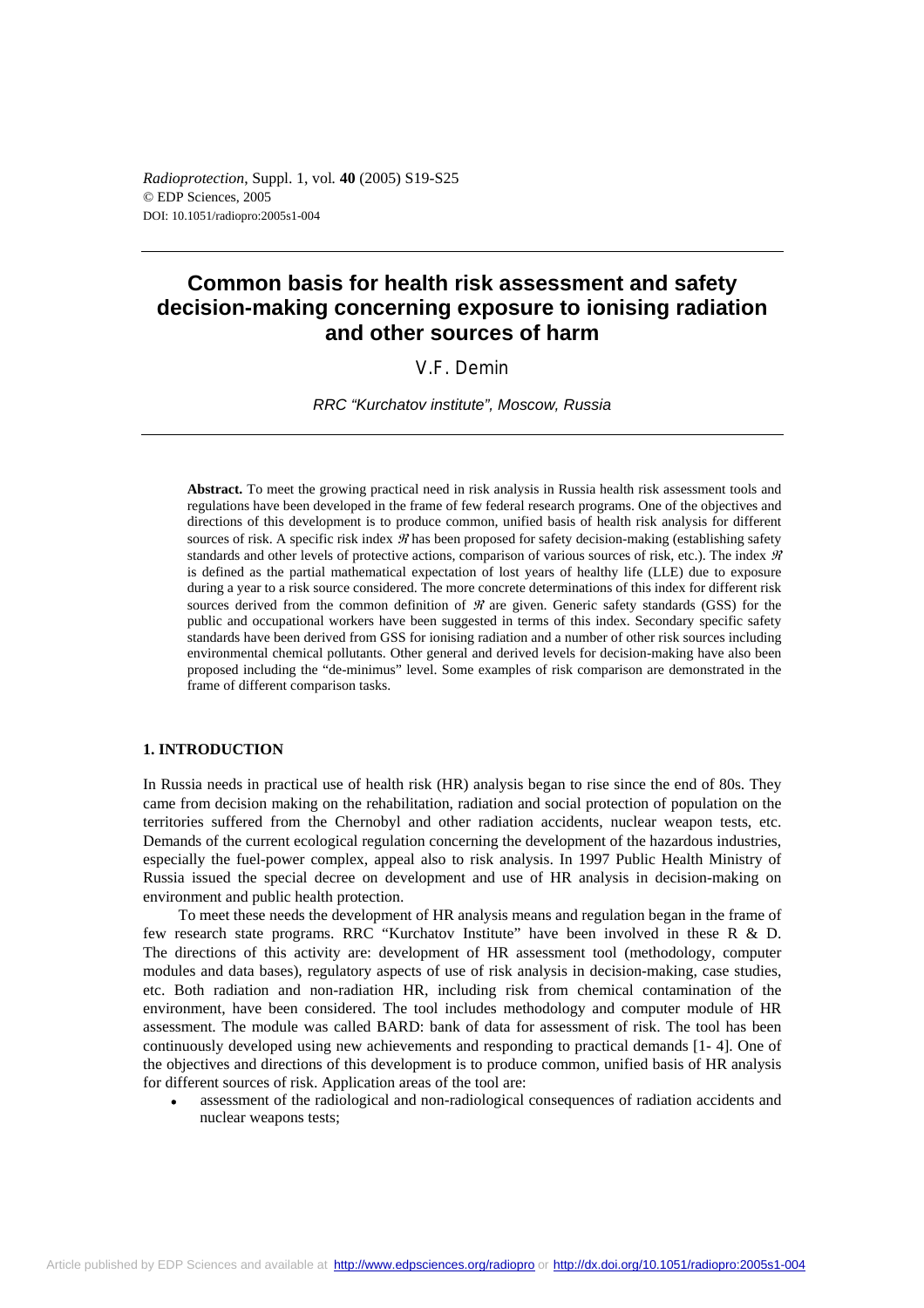*Radioprotection*, Suppl. 1, vol. **40** (2005) S19-S25
© EDP Sciences, 2005
DOI: 10.1051/radiopro:2005s1-004

# Common basis for health risk assessment and safety decision-making concerning exposure to ionising radiation and other sources of harm

V.F. Demin

*RRC "Kurchatov institute", Moscow, Russia*

**Abstract.** To meet the growing practical need in risk analysis in Russia health risk assessment tools and regulations have been developed in the frame of few federal research programs. One of the objectives and directions of this development is to produce common, unified basis of health risk analysis for different sources of risk. A specific risk index $\mathfrak{R}$ has been proposed for safety decision-making (establishing safety standards and other levels of protective actions, comparison of various sources of risk, etc.). The index $\mathfrak{R}$ is defined as the partial mathematical expectation of lost years of healthy life (LLE) due to exposure during a year to a risk source considered. The more concrete determinations of this index for different risk sources derived from the common definition of $\mathfrak{R}$ are given. Generic safety standards (GSS) for the public and occupational workers have been suggested in terms of this index. Secondary specific safety standards have been derived from GSS for ionising radiation and a number of other risk sources including environmental chemical pollutants. Other general and derived levels for decision-making have also been proposed including the "de-minimus" level. Some examples of risk comparison are demonstrated in the frame of different comparison tasks.

## 1. INTRODUCTION

In Russia needs in practical use of health risk (HR) analysis began to rise since the end of 80s. They came from decision making on the rehabilitation, radiation and social protection of population on the territories suffered from the Chernobyl and other radiation accidents, nuclear weapon tests, etc. Demands of the current ecological regulation concerning the development of the hazardous industries, especially the fuel-power complex, appeal also to risk analysis. In 1997 Public Health Ministry of Russia issued the special decree on development and use of HR analysis in decision-making on environment and public health protection.

To meet these needs the development of HR analysis means and regulation began in the frame of few research state programs. RRC "Kurchatov Institute" have been involved in these R & D. The directions of this activity are: development of HR assessment tool (methodology, computer modules and data bases), regulatory aspects of use of risk analysis in decision-making, case studies, etc. Both radiation and non-radiation HR, including risk from chemical contamination of the environment, have been considered. The tool includes methodology and computer module of HR assessment. The module was called BARD: bank of data for assessment of risk. The tool has been continuously developed using new achievements and responding to practical demands [1- 4]. One of the objectives and directions of this development is to produce common, unified basis of HR analysis for different sources of risk. Application areas of the tool are:

- assessment of the radiological and non-radiological consequences of radiation accidents and nuclear weapons tests;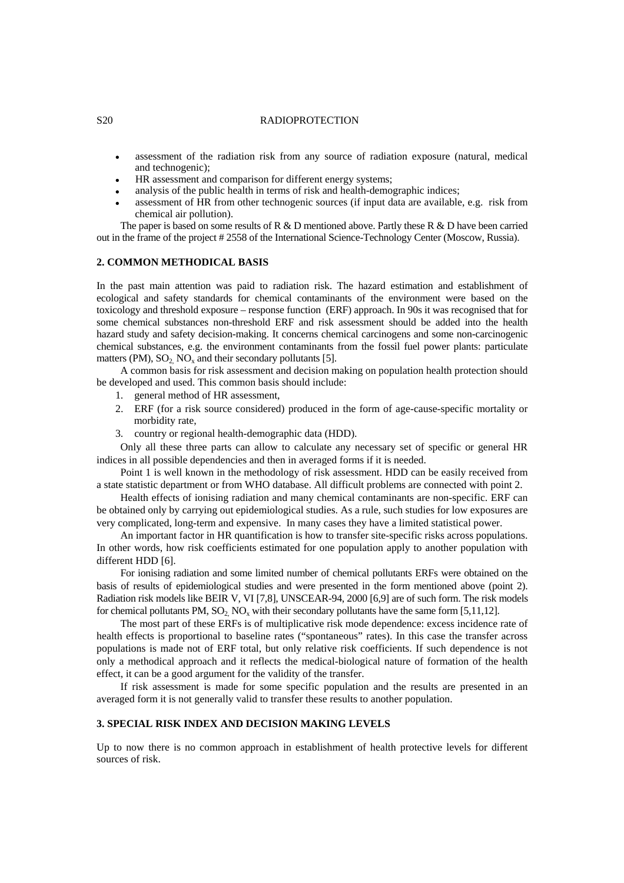- assessment of the radiation risk from any source of radiation exposure (natural, medical and technogenic);
- HR assessment and comparison for different energy systems;
- analysis of the public health in terms of risk and health-demographic indices;
- assessment of HR from other technogenic sources (if input data are available, e.g. risk from chemical air pollution).

The paper is based on some results of R & D mentioned above. Partly these R & D have been carried out in the frame of the project # 2558 of the International Science-Technology Center (Moscow, Russia).

## 2. COMMON METHODICAL BASIS

In the past main attention was paid to radiation risk. The hazard estimation and establishment of ecological and safety standards for chemical contaminants of the environment were based on the toxicology and threshold exposure – response function (ERF) approach. In 90s it was recognised that for some chemical substances non-threshold ERF and risk assessment should be added into the health hazard study and safety decision-making. It concerns chemical carcinogens and some non-carcinogenic chemical substances, e.g. the environment contaminants from the fossil fuel power plants: particulate matters (PM), $SO_2$, $NO_x$ and their secondary pollutants [5].

A common basis for risk assessment and decision making on population health protection should be developed and used. This common basis should include:

1. general method of HR assessment,
2. ERF (for a risk source considered) produced in the form of age-cause-specific mortality or morbidity rate,
3. country or regional health-demographic data (HDD).

Only all these three parts can allow to calculate any necessary set of specific or general HR indices in all possible dependencies and then in averaged forms if it is needed.

Point 1 is well known in the methodology of risk assessment. HDD can be easily received from a state statistic department or from WHO database. All difficult problems are connected with point 2.

Health effects of ionising radiation and many chemical contaminants are non-specific. ERF can be obtained only by carrying out epidemiological studies. As a rule, such studies for low exposures are very complicated, long-term and expensive. In many cases they have a limited statistical power.

An important factor in HR quantification is how to transfer site-specific risks across populations. In other words, how risk coefficients estimated for one population apply to another population with different HDD [6].

For ionising radiation and some limited number of chemical pollutants ERFs were obtained on the basis of results of epidemiological studies and were presented in the form mentioned above (point 2). Radiation risk models like BEIR V, VI [7,8], UNSCEAR-94, 2000 [6,9] are of such form. The risk models for chemical pollutants PM, $SO_2$, $NO_x$ with their secondary pollutants have the same form [5,11,12].

The most part of these ERFs is of multiplicative risk mode dependence: excess incidence rate of health effects is proportional to baseline rates ("spontaneous" rates). In this case the transfer across populations is made not of ERF total, but only relative risk coefficients. If such dependence is not only a methodical approach and it reflects the medical-biological nature of formation of the health effect, it can be a good argument for the validity of the transfer.

If risk assessment is made for some specific population and the results are presented in an averaged form it is not generally valid to transfer these results to another population.

## 3. SPECIAL RISK INDEX AND DECISION MAKING LEVELS

Up to now there is no common approach in establishment of health protective levels for different sources of risk.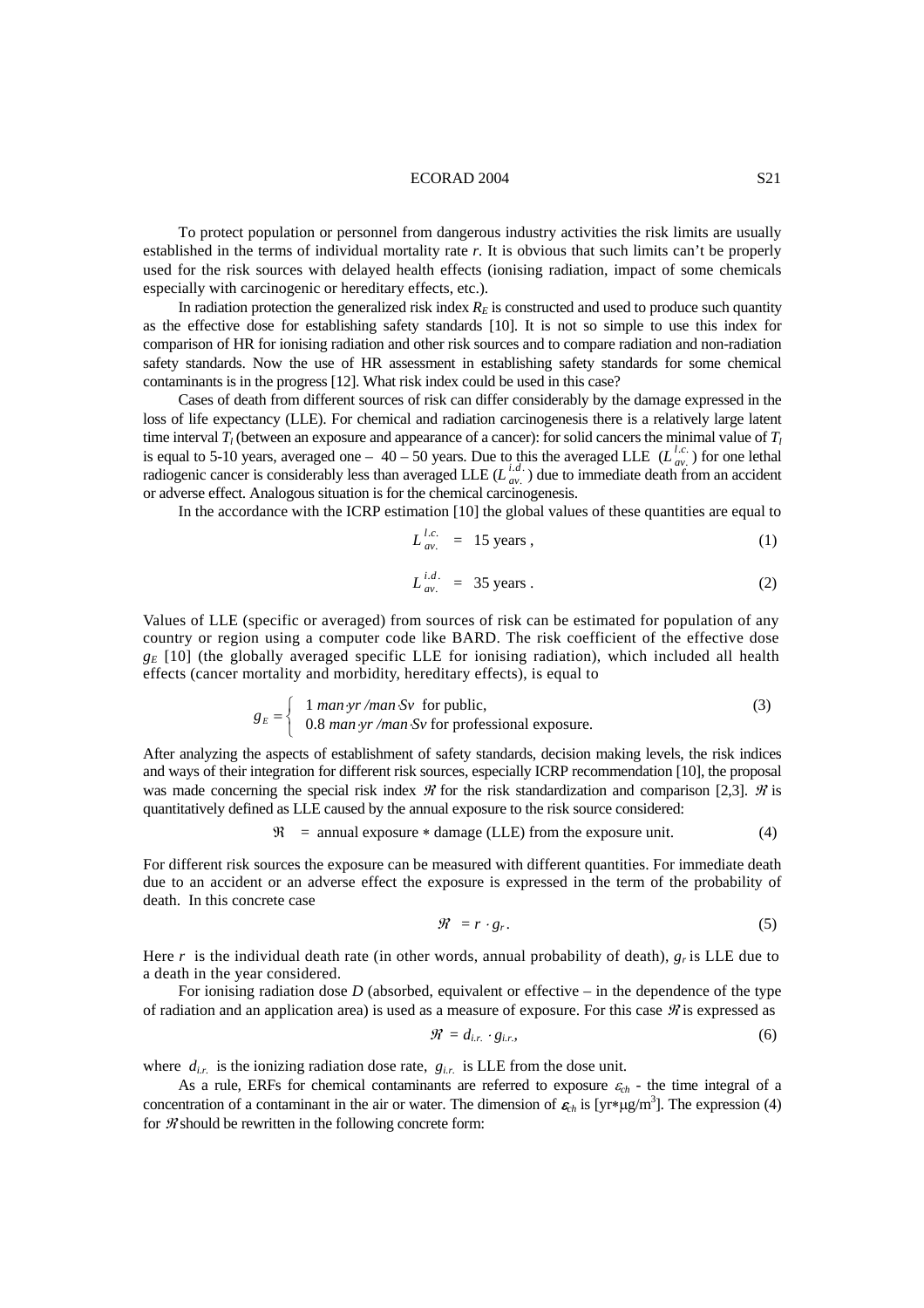To protect population or personnel from dangerous industry activities the risk limits are usually established in the terms of individual mortality rate $r$. It is obvious that such limits can't be properly used for the risk sources with delayed health effects (ionising radiation, impact of some chemicals especially with carcinogenic or hereditary effects, etc.).

In radiation protection the generalized risk index $R_E$ is constructed and used to produce such quantity as the effective dose for establishing safety standards [10]. It is not so simple to use this index for comparison of HR for ionising radiation and other risk sources and to compare radiation and non-radiation safety standards. Now the use of HR assessment in establishing safety standards for some chemical contaminants is in the progress [12]. What risk index could be used in this case?

Cases of death from different sources of risk can differ considerably by the damage expressed in the loss of life expectancy (LLE). For chemical and radiation carcinogenesis there is a relatively large latent time interval $T_l$ (between an exposure and appearance of a cancer): for solid cancers the minimal value of $T_l$ is equal to 5-10 years, averaged one – 40 – 50 years. Due to this the averaged LLE ($L_{av.}^{l.c.}$) for one lethal radiogenic cancer is considerably less than averaged LLE ($L_{av.}^{i.d.}$) due to immediate death from an accident or adverse effect. Analogous situation is for the chemical carcinogenesis.

In the accordance with the ICRP estimation [10] the global values of these quantities are equal to

$$L_{av.}^{l.c.} = 15 \text{ years}, \tag{1}$$

$$L_{av.}^{i.d.} = 35 \text{ years}. \tag{2}$$

Values of LLE (specific or averaged) from sources of risk can be estimated for population of any country or region using a computer code like BARD. The risk coefficient of the effective dose $g_E$ [10] (the globally averaged specific LLE for ionising radiation), which included all health effects (cancer mortality and morbidity, hereditary effects), is equal to

$$g_E = \begin{cases} 1 \; man{\cdot}yr\;/man{\cdot}Sv \text{ for public,} \\ 0.8 \; man{\cdot}yr\;/man{\cdot}Sv \text{ for professional exposure.} \end{cases} \tag{3}$$

After analyzing the aspects of establishment of safety standards, decision making levels, the risk indices and ways of their integration for different risk sources, especially ICRP recommendation [10], the proposal was made concerning the special risk index $\mathfrak{R}$ for the risk standardization and comparison [2,3]. $\mathfrak{R}$ is quantitatively defined as LLE caused by the annual exposure to the risk source considered:

$$\mathfrak{R} = \text{annual exposure} * \text{damage (LLE) from the exposure unit.} \tag{4}$$

For different risk sources the exposure can be measured with different quantities. For immediate death due to an accident or an adverse effect the exposure is expressed in the term of the probability of death. In this concrete case

$$\mathfrak{R} = r \cdot g_r. \tag{5}$$

Here $r$ is the individual death rate (in other words, annual probability of death), $g_r$ is LLE due to a death in the year considered.

For ionising radiation dose $D$ (absorbed, equivalent or effective – in the dependence of the type of radiation and an application area) is used as a measure of exposure. For this case $\mathfrak{R}$ is expressed as

$$\mathfrak{R} = d_{i.r.} \cdot g_{i.r.}, \tag{6}$$

where $d_{i.r.}$ is the ionizing radiation dose rate, $g_{i.r.}$ is LLE from the dose unit.

As a rule, ERFs for chemical contaminants are referred to exposure $\varepsilon_{ch}$ - the time integral of a concentration of a contaminant in the air or water. The dimension of $\varepsilon_{ch}$ is [yr∗μg/m$^3$]. The expression (4) for $\mathfrak{R}$ should be rewritten in the following concrete form: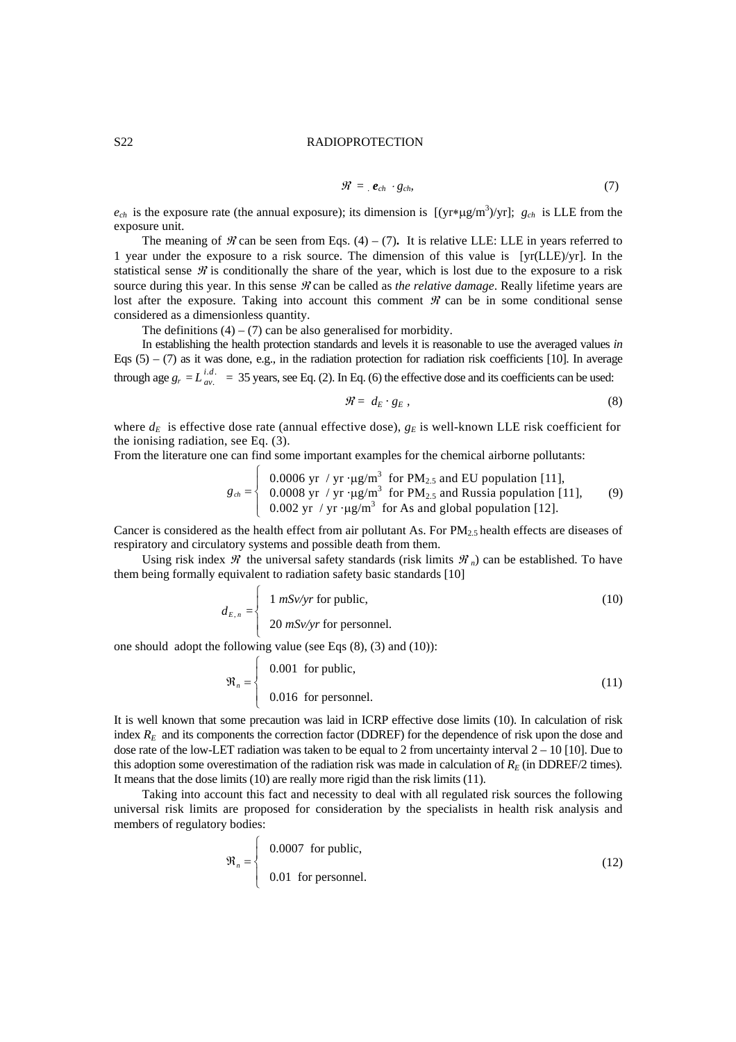$$\mathscr{R} = \boldsymbol{e}_{ch} \cdot g_{ch}, \tag{7}$$

$e_{ch}$ is the exposure rate (the annual exposure); its dimension is $[(\text{yr}*\mu\text{g/m}^3)/\text{yr}]$; $g_{ch}$ is LLE from the exposure unit.

The meaning of $\mathscr{R}$ can be seen from Eqs. (4) – (7). It is relative LLE: LLE in years referred to 1 year under the exposure to a risk source. The dimension of this value is [yr(LLE)/yr]. In the statistical sense $\mathscr{R}$ is conditionally the share of the year, which is lost due to the exposure to a risk source during this year. In this sense $\mathscr{R}$ can be called as *the relative damage*. Really lifetime years are lost after the exposure. Taking into account this comment $\mathscr{R}$ can be in some conditional sense considered as a dimensionless quantity.

The definitions (4) – (7) can be also generalised for morbidity.

In establishing the health protection standards and levels it is reasonable to use the averaged values *in* Eqs (5) – (7) as it was done, e.g., in the radiation protection for radiation risk coefficients [10]. In average through age $g_r = L^{i.d.}_{av.}$ = 35 years, see Eq. (2). In Eq. (6) the effective dose and its coefficients can be used:

$$\mathscr{R} = d_E \cdot g_E, \tag{8}$$

where $d_E$ is effective dose rate (annual effective dose), $g_E$ is well-known LLE risk coefficient for the ionising radiation, see Eq. (3).

From the literature one can find some important examples for the chemical airborne pollutants:

$$g_{ch} = \begin{cases} 0.0006 \text{ yr / yr} \cdot \mu\text{g/m}^3 \text{ for } PM_{2.5} \text{ and EU population [11]}, \\ 0.0008 \text{ yr / yr} \cdot \mu\text{g/m}^3 \text{ for } PM_{2.5} \text{ and Russia population [11]}, \\ 0.002 \text{ yr / yr} \cdot \mu\text{g/m}^3 \text{ for As and global population [12]}. \end{cases} \tag{9}$$

Cancer is considered as the health effect from air pollutant As. For $PM_{2.5}$ health effects are diseases of respiratory and circulatory systems and possible death from them.

Using risk index $\mathscr{R}$ the universal safety standards (risk limits $\mathscr{R}_n$) can be established. To have them being formally equivalent to radiation safety basic standards [10]

$$d_{E,n} = \begin{cases} 1 \textit{ mSv/yr} \text{ for public}, \\ 20 \textit{ mSv/yr} \text{ for personnel}. \end{cases} \tag{10}$$

one should adopt the following value (see Eqs (8), (3) and (10)):

$$\mathfrak{R}_n = \begin{cases} 0.001 \text{ for public}, \\ 0.016 \text{ for personnel}. \end{cases} \tag{11}$$

It is well known that some precaution was laid in ICRP effective dose limits (10). In calculation of risk index $R_E$ and its components the correction factor (DDREF) for the dependence of risk upon the dose and dose rate of the low-LET radiation was taken to be equal to 2 from uncertainty interval 2 – 10 [10]. Due to this adoption some overestimation of the radiation risk was made in calculation of $R_E$ (in DDREF/2 times). It means that the dose limits (10) are really more rigid than the risk limits (11).

Taking into account this fact and necessity to deal with all regulated risk sources the following universal risk limits are proposed for consideration by the specialists in health risk analysis and members of regulatory bodies:

$$\mathfrak{R}_n = \begin{cases} 0.0007 \text{ for public}, \\ 0.01 \text{ for personnel}. \end{cases} \tag{12}$$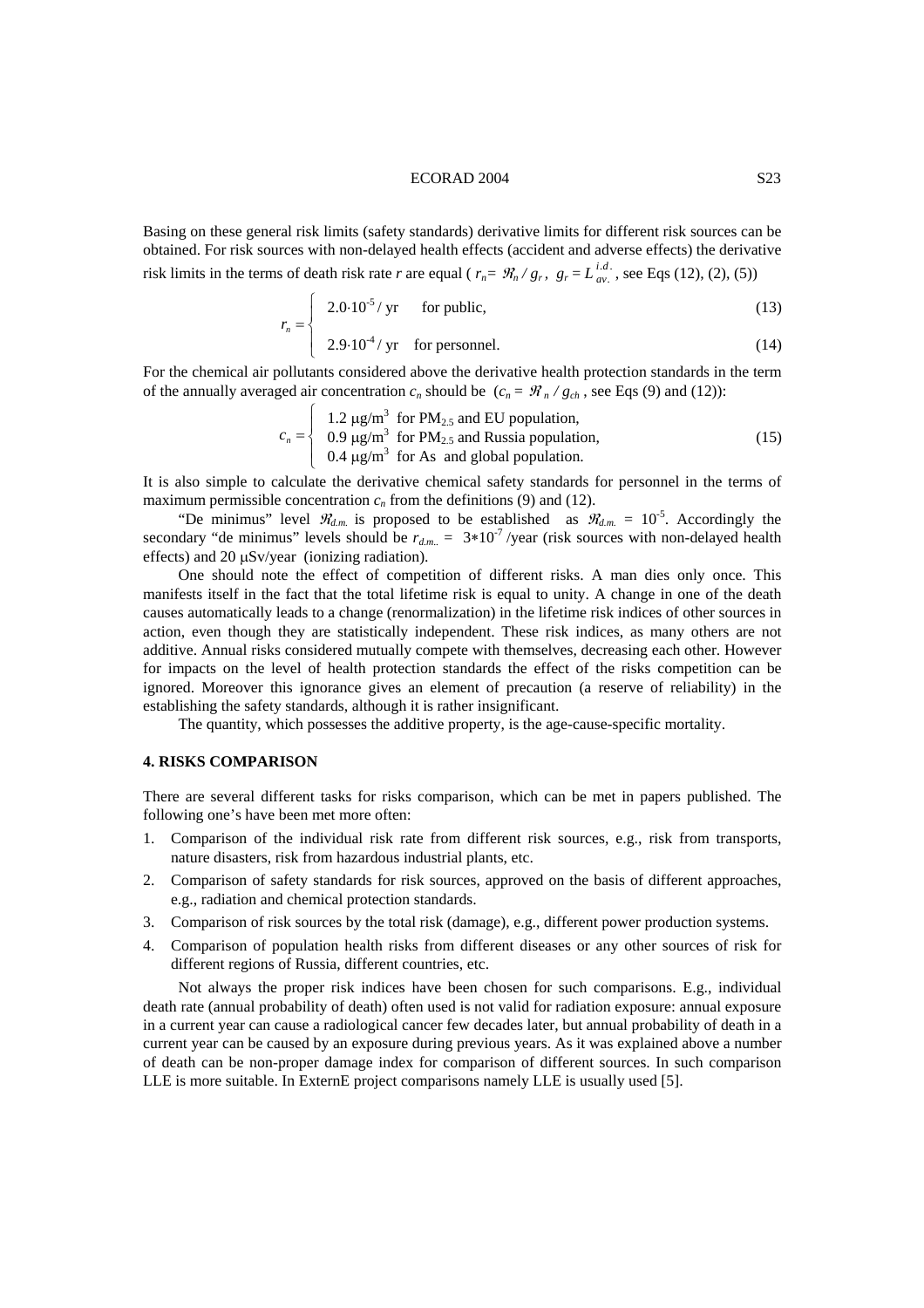Basing on these general risk limits (safety standards) derivative limits for different risk sources can be obtained. For risk sources with non-delayed health effects (accident and adverse effects) the derivative risk limits in the terms of death risk rate $r$ are equal ( $r_n = \mathfrak{R}_n / g_r$ , $g_r = L^{i.d.}_{av.}$ , see Eqs (12), (2), (5))

$$r_n = \begin{cases} 2.0 \cdot 10^{-5} / \text{yr} & \text{for public,} \qquad (13) \\ 2.9 \cdot 10^{-4} / \text{yr} & \text{for personnel.} \qquad (14) \end{cases}$$

For the chemical air pollutants considered above the derivative health protection standards in the term of the annually averaged air concentration $c_n$ should be ($c_n = \mathfrak{R}_n / g_{ch}$ , see Eqs (9) and (12)):

$$c_n = \begin{cases} 1.2\ \mu\text{g/m}^3 & \text{for } PM_{2.5} \text{ and EU population,} \\ 0.9\ \mu\text{g/m}^3 & \text{for } PM_{2.5} \text{ and Russia population,} \\ 0.4\ \mu\text{g/m}^3 & \text{for As and global population.} \end{cases} \qquad (15)$$

It is also simple to calculate the derivative chemical safety standards for personnel in the terms of maximum permissible concentration $c_n$ from the definitions (9) and (12).

"De minimus" level $\mathfrak{R}_{d.m.}$ is proposed to be established as $\mathfrak{R}_{d.m.} = 10^{-5}$. Accordingly the secondary "de minimus" levels should be $r_{d.m.} = 3*10^{-7}$ /year (risk sources with non-delayed health effects) and 20 μSv/year (ionizing radiation).

One should note the effect of competition of different risks. A man dies only once. This manifests itself in the fact that the total lifetime risk is equal to unity. A change in one of the death causes automatically leads to a change (renormalization) in the lifetime risk indices of other sources in action, even though they are statistically independent. These risk indices, as many others are not additive. Annual risks considered mutually compete with themselves, decreasing each other. However for impacts on the level of health protection standards the effect of the risks competition can be ignored. Moreover this ignorance gives an element of precaution (a reserve of reliability) in the establishing the safety standards, although it is rather insignificant.

The quantity, which possesses the additive property, is the age-cause-specific mortality.

## 4. RISKS COMPARISON

There are several different tasks for risks comparison, which can be met in papers published. The following one's have been met more often:

1. Comparison of the individual risk rate from different risk sources, e.g., risk from transports, nature disasters, risk from hazardous industrial plants, etc.
2. Comparison of safety standards for risk sources, approved on the basis of different approaches, e.g., radiation and chemical protection standards.
3. Comparison of risk sources by the total risk (damage), e.g., different power production systems.
4. Comparison of population health risks from different diseases or any other sources of risk for different regions of Russia, different countries, etc.

Not always the proper risk indices have been chosen for such comparisons. E.g., individual death rate (annual probability of death) often used is not valid for radiation exposure: annual exposure in a current year can cause a radiological cancer few decades later, but annual probability of death in a current year can be caused by an exposure during previous years. As it was explained above a number of death can be non-proper damage index for comparison of different sources. In such comparison LLE is more suitable. In ExternE project comparisons namely LLE is usually used [5].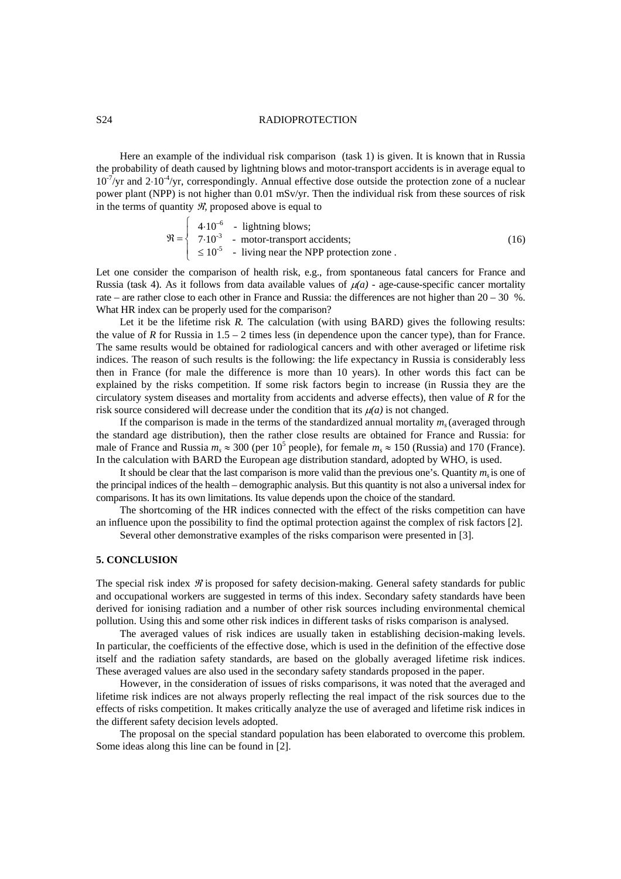Here an example of the individual risk comparison (task 1) is given. It is known that in Russia the probability of death caused by lightning blows and motor-transport accidents is in average equal to $10^{-7}$/yr and $2{\cdot}10^{-4}$/yr, correspondingly. Annual effective dose outside the protection zone of a nuclear power plant (NPP) is not higher than 0.01 mSv/yr. Then the individual risk from these sources of risk in the terms of quantity $\mathfrak{R}$, proposed above is equal to

$$\mathfrak{R} = \begin{cases} 4{\cdot}10^{-6} & \text{- lightning blows;} \\ 7{\cdot}10^{-3} & \text{- motor-transport accidents;} \\ \leq 10^{-5} & \text{- living near the NPP protection zone .} \end{cases} \tag{16}$$

Let one consider the comparison of health risk, e.g., from spontaneous fatal cancers for France and Russia (task 4). As it follows from data available values of $\mu(a)$ - age-cause-specific cancer mortality rate – are rather close to each other in France and Russia: the differences are not higher than 20 – 30 %. What HR index can be properly used for the comparison?

Let it be the lifetime risk $R$. The calculation (with using BARD) gives the following results: the value of $R$ for Russia in 1.5 – 2 times less (in dependence upon the cancer type), than for France. The same results would be obtained for radiological cancers and with other averaged or lifetime risk indices. The reason of such results is the following: the life expectancy in Russia is considerably less then in France (for male the difference is more than 10 years). In other words this fact can be explained by the risks competition. If some risk factors begin to increase (in Russia they are the circulatory system diseases and mortality from accidents and adverse effects), then value of $R$ for the risk source considered will decrease under the condition that its $\mu(a)$ is not changed.

If the comparison is made in the terms of the standardized annual mortality $m_s$ (averaged through the standard age distribution), then the rather close results are obtained for France and Russia: for male of France and Russia $m_s \approx 300$ (per $10^5$ people), for female $m_s \approx 150$ (Russia) and 170 (France). In the calculation with BARD the European age distribution standard, adopted by WHO, is used.

It should be clear that the last comparison is more valid than the previous one's. Quantity $m_s$ is one of the principal indices of the health – demographic analysis. But this quantity is not also a universal index for comparisons. It has its own limitations. Its value depends upon the choice of the standard.

The shortcoming of the HR indices connected with the effect of the risks competition can have an influence upon the possibility to find the optimal protection against the complex of risk factors [2].

Several other demonstrative examples of the risks comparison were presented in [3].

## 5. CONCLUSION

The special risk index $\mathfrak{R}$ is proposed for safety decision-making. General safety standards for public and occupational workers are suggested in terms of this index. Secondary safety standards have been derived for ionising radiation and a number of other risk sources including environmental chemical pollution. Using this and some other risk indices in different tasks of risks comparison is analysed.

The averaged values of risk indices are usually taken in establishing decision-making levels. In particular, the coefficients of the effective dose, which is used in the definition of the effective dose itself and the radiation safety standards, are based on the globally averaged lifetime risk indices. These averaged values are also used in the secondary safety standards proposed in the paper.

However, in the consideration of issues of risks comparisons, it was noted that the averaged and lifetime risk indices are not always properly reflecting the real impact of the risk sources due to the effects of risks competition. It makes critically analyze the use of averaged and lifetime risk indices in the different safety decision levels adopted.

The proposal on the special standard population has been elaborated to overcome this problem. Some ideas along this line can be found in [2].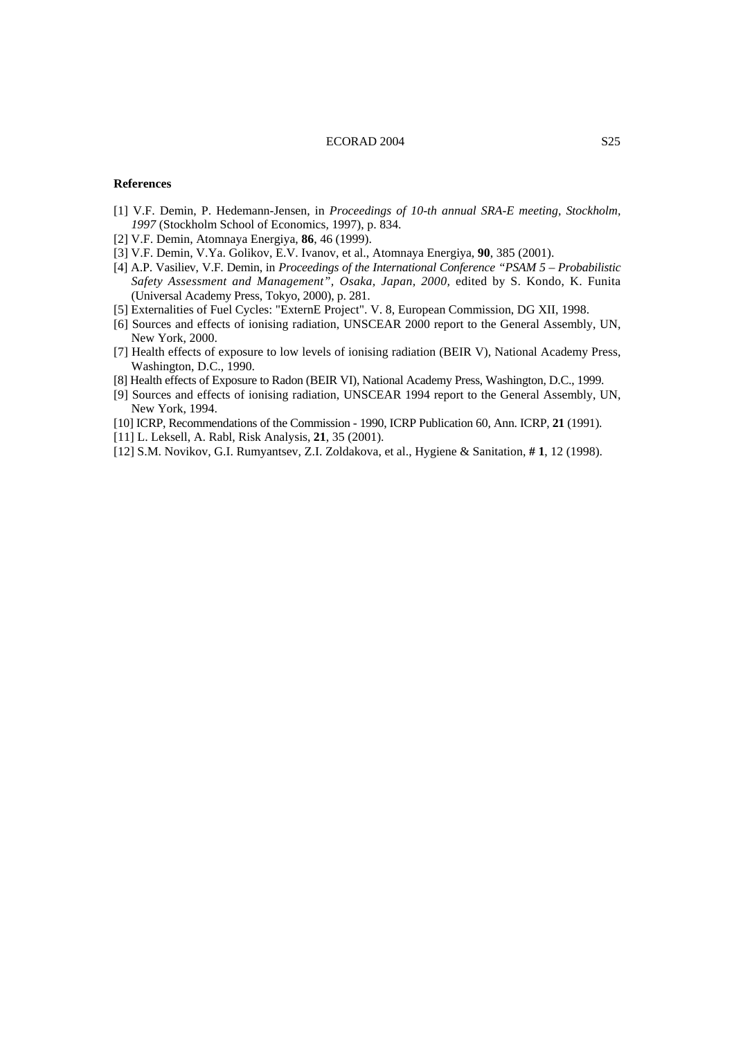### References

[1] V.F. Demin, P. Hedemann-Jensen, in *Proceedings of 10-th annual SRA-E meeting, Stockholm, 1997* (Stockholm School of Economics, 1997), p. 834.

[2] V.F. Demin, Atomnaya Energiya, **86**, 46 (1999).

[3] V.F. Demin, V.Ya. Golikov, E.V. Ivanov, et al., Atomnaya Energiya, **90**, 385 (2001).

[4] A.P. Vasiliev, V.F. Demin, in *Proceedings of the International Conference "PSAM 5 – Probabilistic Safety Assessment and Management", Osaka, Japan, 2000,* edited by S. Kondo, K. Funita (Universal Academy Press, Tokyo, 2000), p. 281.

[5] Externalities of Fuel Cycles: "ExternE Project". V. 8, European Commission, DG XII, 1998.

[6] Sources and effects of ionising radiation, UNSCEAR 2000 report to the General Assembly, UN, New York, 2000.

[7] Health effects of exposure to low levels of ionising radiation (BEIR V), National Academy Press, Washington, D.C., 1990.

[8] Health effects of Exposure to Radon (BEIR VI), National Academy Press, Washington, D.C., 1999.

[9] Sources and effects of ionising radiation, UNSCEAR 1994 report to the General Assembly, UN, New York, 1994.

[10] ICRP, Recommendations of the Commission - 1990, ICRP Publication 60, Ann. ICRP, **21** (1991).

[11] L. Leksell, A. Rabl, Risk Analysis, **21**, 35 (2001).

[12] S.M. Novikov, G.I. Rumyantsev, Z.I. Zoldakova, et al., Hygiene & Sanitation, **# 1**, 12 (1998).